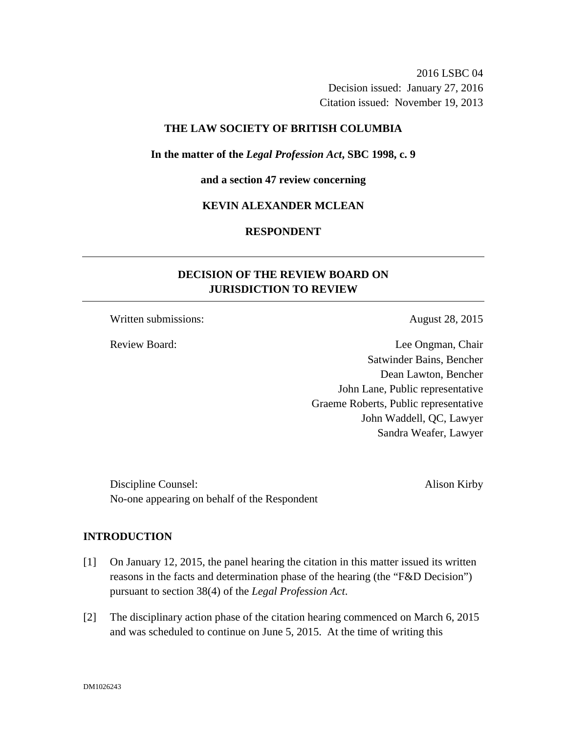2016 LSBC 04
Decision issued: January 27, 2016
Citation issued: November 19, 2013

**THE LAW SOCIETY OF BRITISH COLUMBIA**

**In the matter of the *Legal Profession Act*, SBC 1998, c. 9**

**and a section 47 review concerning**

**KEVIN ALEXANDER MCLEAN**

**RESPONDENT**

---

## DECISION OF THE REVIEW BOARD ON JURISDICTION TO REVIEW

---

Written submissions: August 28, 2015

Review Board:
Lee Ongman, Chair
Satwinder Bains, Bencher
Dean Lawton, Bencher
John Lane, Public representative
Graeme Roberts, Public representative
John Waddell, QC, Lawyer
Sandra Weafer, Lawyer

Discipline Counsel: Alison Kirby
No-one appearing on behalf of the Respondent

## INTRODUCTION

[1] On January 12, 2015, the panel hearing the citation in this matter issued its written reasons in the facts and determination phase of the hearing (the "F&D Decision") pursuant to section 38(4) of the *Legal Profession Act*.

[2] The disciplinary action phase of the citation hearing commenced on March 6, 2015 and was scheduled to continue on June 5, 2015. At the time of writing this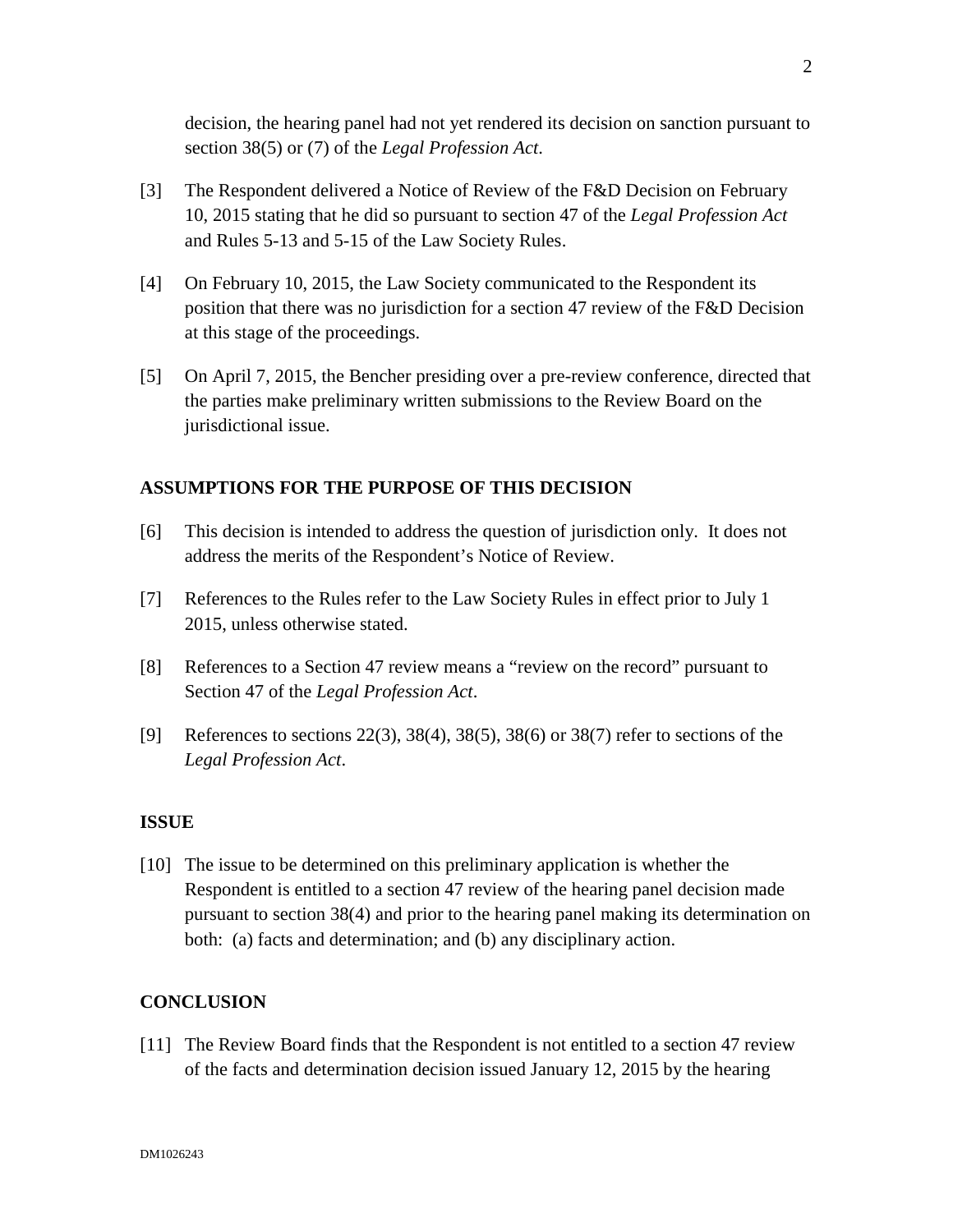decision, the hearing panel had not yet rendered its decision on sanction pursuant to section 38(5) or (7) of the *Legal Profession Act*.

[3] The Respondent delivered a Notice of Review of the F&D Decision on February 10, 2015 stating that he did so pursuant to section 47 of the *Legal Profession Act* and Rules 5-13 and 5-15 of the Law Society Rules.

[4] On February 10, 2015, the Law Society communicated to the Respondent its position that there was no jurisdiction for a section 47 review of the F&D Decision at this stage of the proceedings.

[5] On April 7, 2015, the Bencher presiding over a pre-review conference, directed that the parties make preliminary written submissions to the Review Board on the jurisdictional issue.

## ASSUMPTIONS FOR THE PURPOSE OF THIS DECISION

[6] This decision is intended to address the question of jurisdiction only. It does not address the merits of the Respondent's Notice of Review.

[7] References to the Rules refer to the Law Society Rules in effect prior to July 1 2015, unless otherwise stated.

[8] References to a Section 47 review means a "review on the record" pursuant to Section 47 of the *Legal Profession Act*.

[9] References to sections 22(3), 38(4), 38(5), 38(6) or 38(7) refer to sections of the *Legal Profession Act*.

## ISSUE

[10] The issue to be determined on this preliminary application is whether the Respondent is entitled to a section 47 review of the hearing panel decision made pursuant to section 38(4) and prior to the hearing panel making its determination on both: (a) facts and determination; and (b) any disciplinary action.

## CONCLUSION

[11] The Review Board finds that the Respondent is not entitled to a section 47 review of the facts and determination decision issued January 12, 2015 by the hearing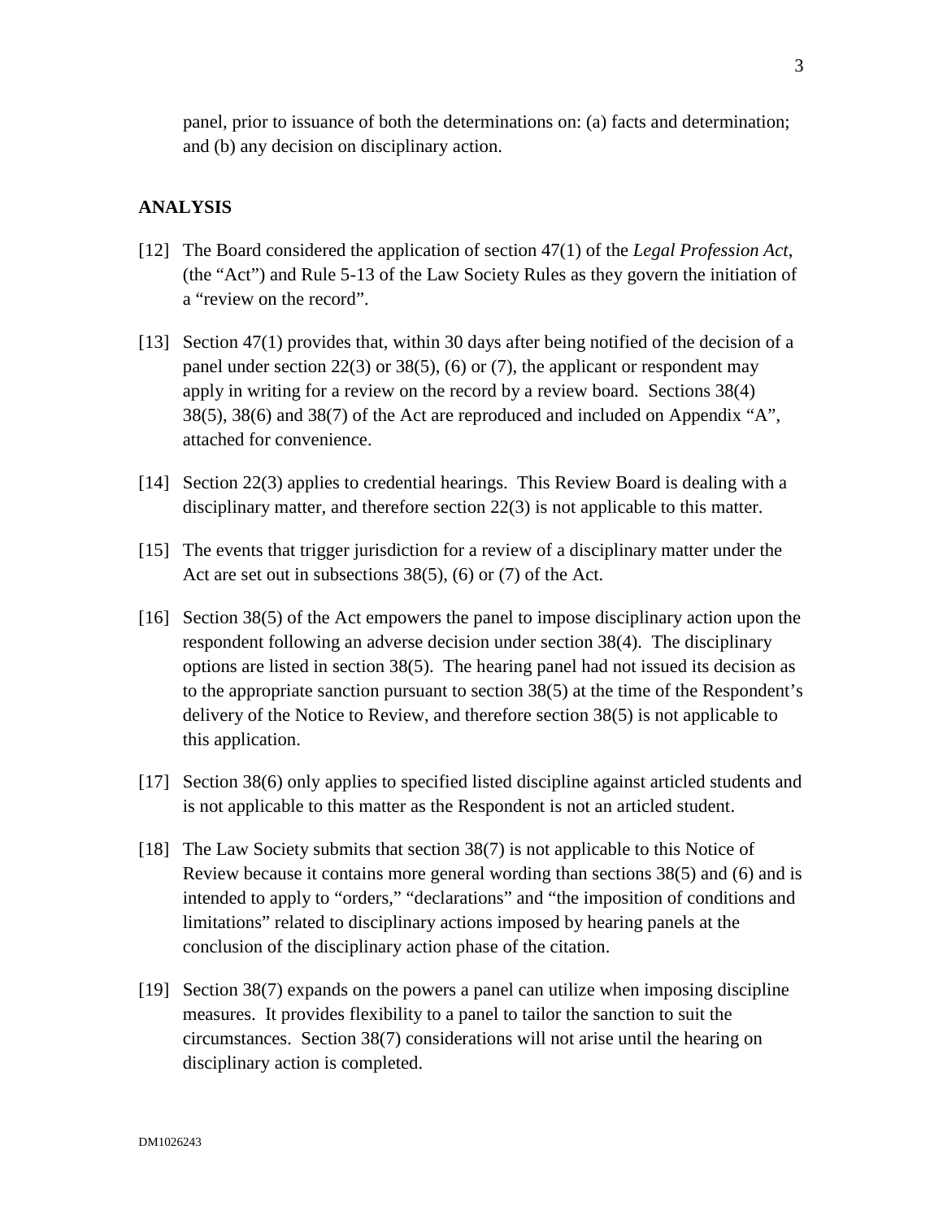panel, prior to issuance of both the determinations on: (a) facts and determination; and (b) any decision on disciplinary action.

## ANALYSIS

[12] The Board considered the application of section 47(1) of the *Legal Profession Act*, (the "Act") and Rule 5-13 of the Law Society Rules as they govern the initiation of a "review on the record".

[13] Section 47(1) provides that, within 30 days after being notified of the decision of a panel under section 22(3) or 38(5), (6) or (7), the applicant or respondent may apply in writing for a review on the record by a review board. Sections 38(4) 38(5), 38(6) and 38(7) of the Act are reproduced and included on Appendix "A", attached for convenience.

[14] Section 22(3) applies to credential hearings. This Review Board is dealing with a disciplinary matter, and therefore section 22(3) is not applicable to this matter.

[15] The events that trigger jurisdiction for a review of a disciplinary matter under the Act are set out in subsections 38(5), (6) or (7) of the Act.

[16] Section 38(5) of the Act empowers the panel to impose disciplinary action upon the respondent following an adverse decision under section 38(4). The disciplinary options are listed in section 38(5). The hearing panel had not issued its decision as to the appropriate sanction pursuant to section 38(5) at the time of the Respondent's delivery of the Notice to Review, and therefore section 38(5) is not applicable to this application.

[17] Section 38(6) only applies to specified listed discipline against articled students and is not applicable to this matter as the Respondent is not an articled student.

[18] The Law Society submits that section 38(7) is not applicable to this Notice of Review because it contains more general wording than sections 38(5) and (6) and is intended to apply to "orders," "declarations" and "the imposition of conditions and limitations" related to disciplinary actions imposed by hearing panels at the conclusion of the disciplinary action phase of the citation.

[19] Section 38(7) expands on the powers a panel can utilize when imposing discipline measures. It provides flexibility to a panel to tailor the sanction to suit the circumstances. Section 38(7) considerations will not arise until the hearing on disciplinary action is completed.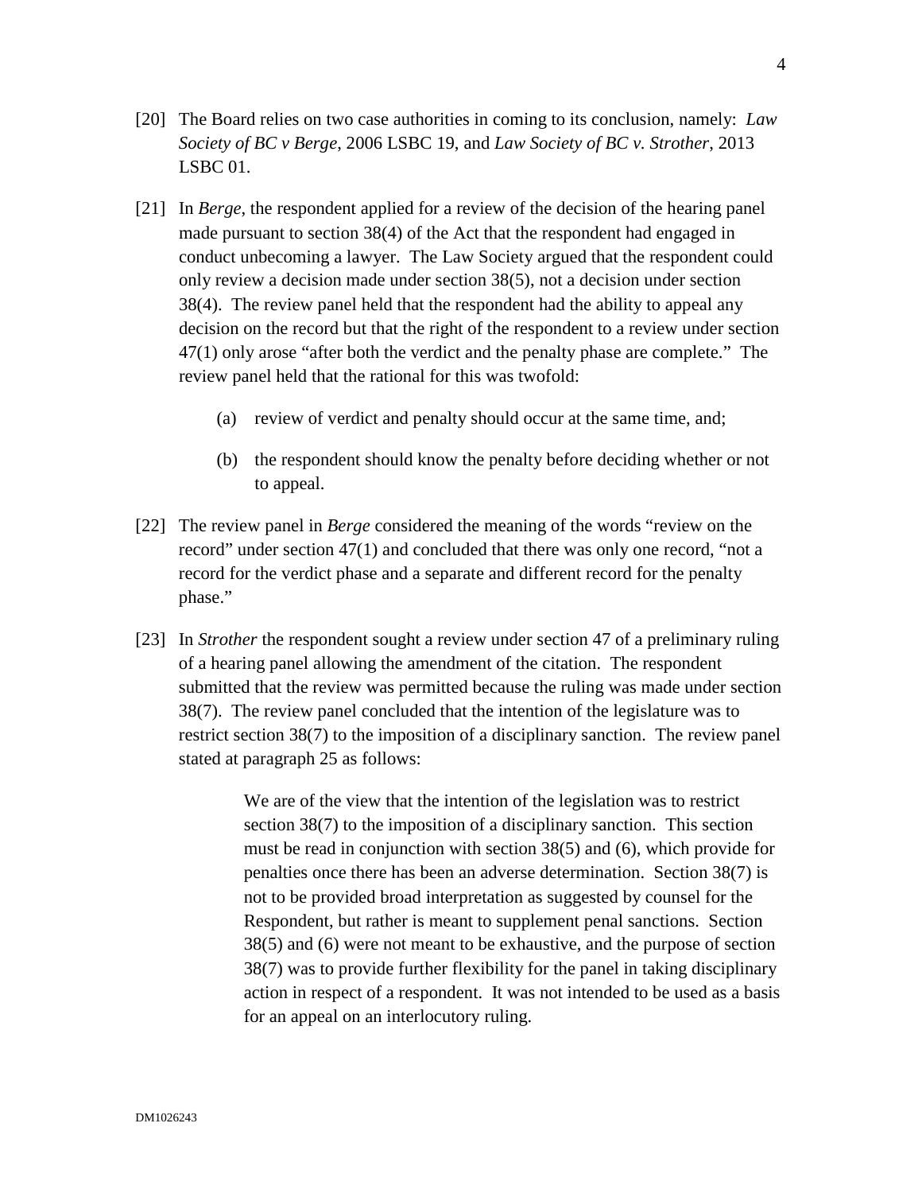[20] The Board relies on two case authorities in coming to its conclusion, namely: *Law Society of BC v Berge*, 2006 LSBC 19, and *Law Society of BC v. Strother*, 2013 LSBC 01.

[21] In *Berge*, the respondent applied for a review of the decision of the hearing panel made pursuant to section 38(4) of the Act that the respondent had engaged in conduct unbecoming a lawyer. The Law Society argued that the respondent could only review a decision made under section 38(5), not a decision under section 38(4). The review panel held that the respondent had the ability to appeal any decision on the record but that the right of the respondent to a review under section 47(1) only arose "after both the verdict and the penalty phase are complete." The review panel held that the rational for this was twofold:

(a) review of verdict and penalty should occur at the same time, and;

(b) the respondent should know the penalty before deciding whether or not to appeal.

[22] The review panel in *Berge* considered the meaning of the words "review on the record" under section 47(1) and concluded that there was only one record, "not a record for the verdict phase and a separate and different record for the penalty phase."

[23] In *Strother* the respondent sought a review under section 47 of a preliminary ruling of a hearing panel allowing the amendment of the citation. The respondent submitted that the review was permitted because the ruling was made under section 38(7). The review panel concluded that the intention of the legislature was to restrict section 38(7) to the imposition of a disciplinary sanction. The review panel stated at paragraph 25 as follows:

> We are of the view that the intention of the legislation was to restrict section 38(7) to the imposition of a disciplinary sanction. This section must be read in conjunction with section 38(5) and (6), which provide for penalties once there has been an adverse determination. Section 38(7) is not to be provided broad interpretation as suggested by counsel for the Respondent, but rather is meant to supplement penal sanctions. Section 38(5) and (6) were not meant to be exhaustive, and the purpose of section 38(7) was to provide further flexibility for the panel in taking disciplinary action in respect of a respondent. It was not intended to be used as a basis for an appeal on an interlocutory ruling.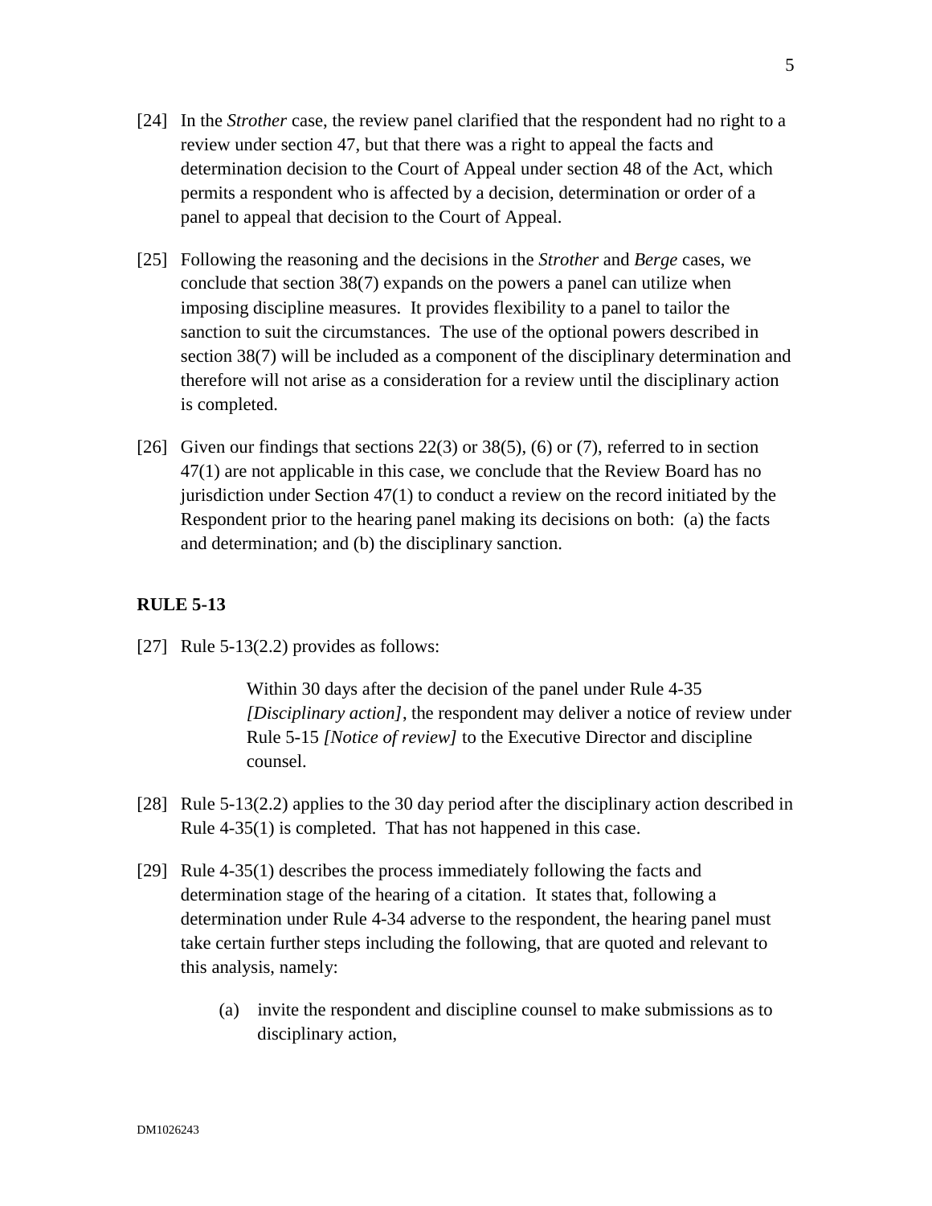[24] In the *Strother* case, the review panel clarified that the respondent had no right to a review under section 47, but that there was a right to appeal the facts and determination decision to the Court of Appeal under section 48 of the Act, which permits a respondent who is affected by a decision, determination or order of a panel to appeal that decision to the Court of Appeal.

[25] Following the reasoning and the decisions in the *Strother* and *Berge* cases, we conclude that section 38(7) expands on the powers a panel can utilize when imposing discipline measures. It provides flexibility to a panel to tailor the sanction to suit the circumstances. The use of the optional powers described in section 38(7) will be included as a component of the disciplinary determination and therefore will not arise as a consideration for a review until the disciplinary action is completed.

[26] Given our findings that sections 22(3) or 38(5), (6) or (7), referred to in section 47(1) are not applicable in this case, we conclude that the Review Board has no jurisdiction under Section 47(1) to conduct a review on the record initiated by the Respondent prior to the hearing panel making its decisions on both: (a) the facts and determination; and (b) the disciplinary sanction.

**RULE 5-13**

[27] Rule 5-13(2.2) provides as follows:

> Within 30 days after the decision of the panel under Rule 4-35 *[Disciplinary action]*, the respondent may deliver a notice of review under Rule 5-15 *[Notice of review]* to the Executive Director and discipline counsel.

[28] Rule 5-13(2.2) applies to the 30 day period after the disciplinary action described in Rule 4-35(1) is completed. That has not happened in this case.

[29] Rule 4-35(1) describes the process immediately following the facts and determination stage of the hearing of a citation. It states that, following a determination under Rule 4-34 adverse to the respondent, the hearing panel must take certain further steps including the following, that are quoted and relevant to this analysis, namely:

> (a) invite the respondent and discipline counsel to make submissions as to disciplinary action,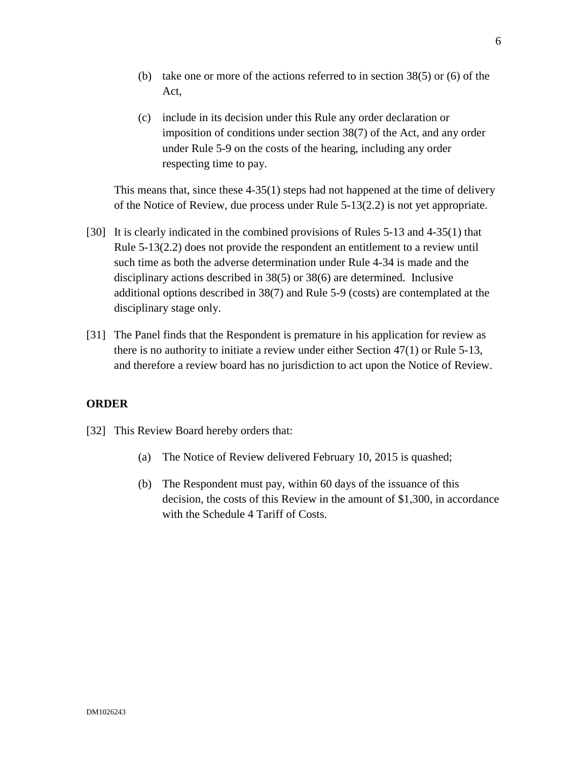(b) take one or more of the actions referred to in section 38(5) or (6) of the Act,

(c) include in its decision under this Rule any order declaration or imposition of conditions under section 38(7) of the Act, and any order under Rule 5-9 on the costs of the hearing, including any order respecting time to pay.

This means that, since these 4-35(1) steps had not happened at the time of delivery of the Notice of Review, due process under Rule 5-13(2.2) is not yet appropriate.

[30] It is clearly indicated in the combined provisions of Rules 5-13 and 4-35(1) that Rule 5-13(2.2) does not provide the respondent an entitlement to a review until such time as both the adverse determination under Rule 4-34 is made and the disciplinary actions described in 38(5) or 38(6) are determined. Inclusive additional options described in 38(7) and Rule 5-9 (costs) are contemplated at the disciplinary stage only.

[31] The Panel finds that the Respondent is premature in his application for review as there is no authority to initiate a review under either Section 47(1) or Rule 5-13, and therefore a review board has no jurisdiction to act upon the Notice of Review.

## ORDER

[32] This Review Board hereby orders that:

(a) The Notice of Review delivered February 10, 2015 is quashed;

(b) The Respondent must pay, within 60 days of the issuance of this decision, the costs of this Review in the amount of $1,300, in accordance with the Schedule 4 Tariff of Costs.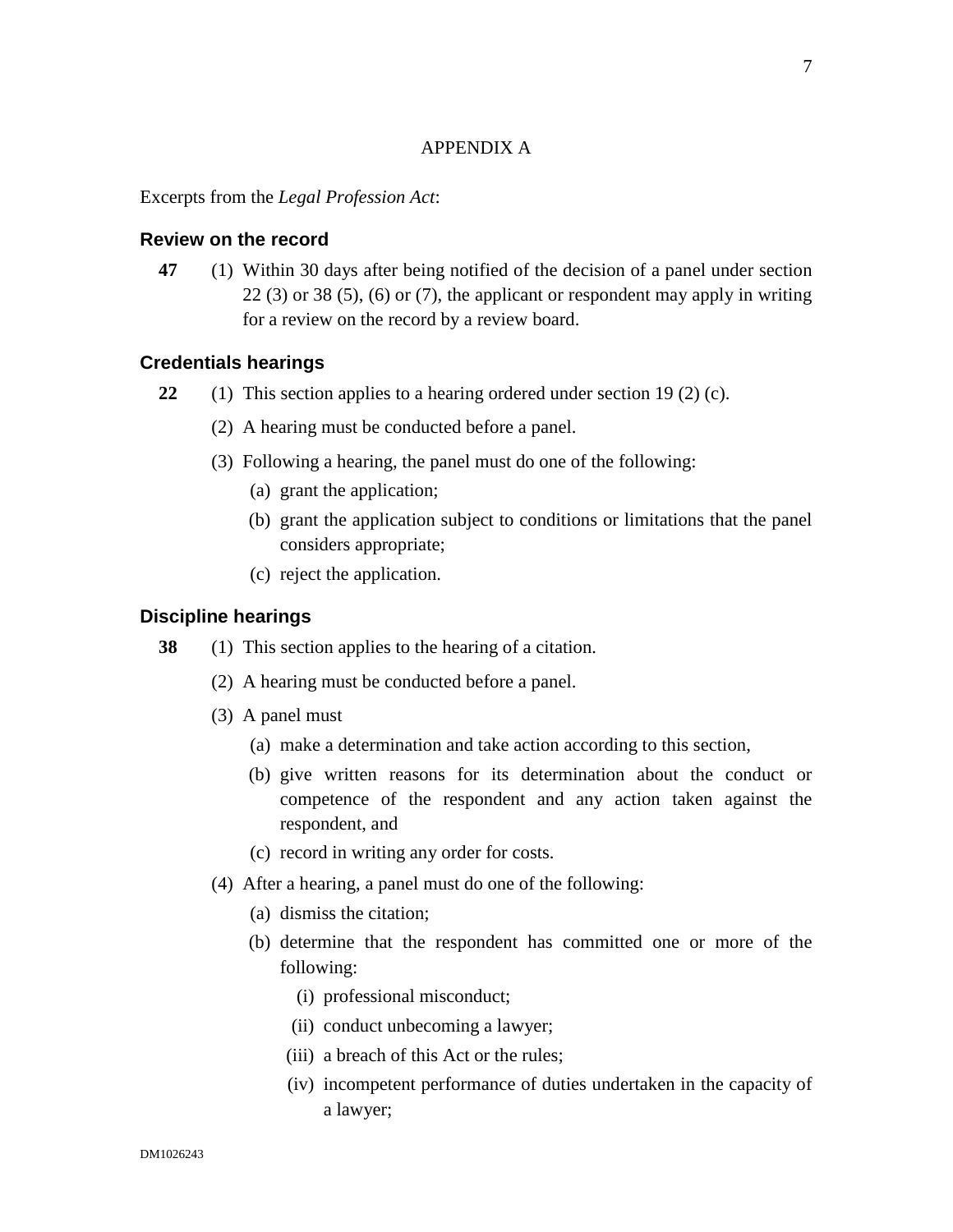APPENDIX A

Excerpts from the *Legal Profession Act*:

### Review on the record

**47** (1) Within 30 days after being notified of the decision of a panel under section 22 (3) or 38 (5), (6) or (7), the applicant or respondent may apply in writing for a review on the record by a review board.

### Credentials hearings

**22** (1) This section applies to a hearing ordered under section 19 (2) (c).

(2) A hearing must be conducted before a panel.

(3) Following a hearing, the panel must do one of the following:

(a) grant the application;

(b) grant the application subject to conditions or limitations that the panel considers appropriate;

(c) reject the application.

### Discipline hearings

**38** (1) This section applies to the hearing of a citation.

(2) A hearing must be conducted before a panel.

(3) A panel must

(a) make a determination and take action according to this section,

(b) give written reasons for its determination about the conduct or competence of the respondent and any action taken against the respondent, and

(c) record in writing any order for costs.

(4) After a hearing, a panel must do one of the following:

(a) dismiss the citation;

(b) determine that the respondent has committed one or more of the following:

(i) professional misconduct;

(ii) conduct unbecoming a lawyer;

(iii) a breach of this Act or the rules;

(iv) incompetent performance of duties undertaken in the capacity of a lawyer;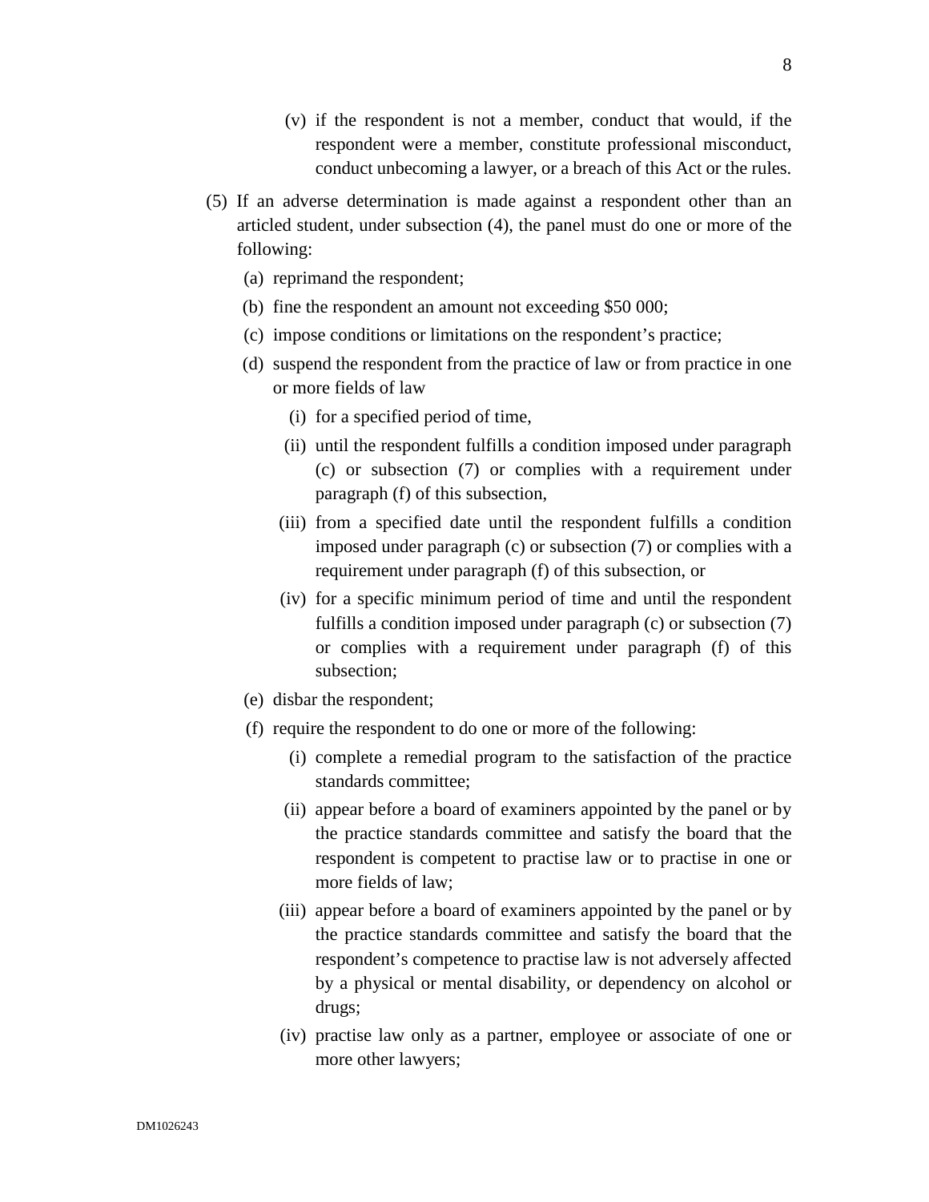(v) if the respondent is not a member, conduct that would, if the respondent were a member, constitute professional misconduct, conduct unbecoming a lawyer, or a breach of this Act or the rules.

(5) If an adverse determination is made against a respondent other than an articled student, under subsection (4), the panel must do one or more of the following:

(a) reprimand the respondent;

(b) fine the respondent an amount not exceeding $50 000;

(c) impose conditions or limitations on the respondent’s practice;

(d) suspend the respondent from the practice of law or from practice in one or more fields of law

(i) for a specified period of time,

(ii) until the respondent fulfills a condition imposed under paragraph (c) or subsection (7) or complies with a requirement under paragraph (f) of this subsection,

(iii) from a specified date until the respondent fulfills a condition imposed under paragraph (c) or subsection (7) or complies with a requirement under paragraph (f) of this subsection, or

(iv) for a specific minimum period of time and until the respondent fulfills a condition imposed under paragraph (c) or subsection (7) or complies with a requirement under paragraph (f) of this subsection;

(e) disbar the respondent;

(f) require the respondent to do one or more of the following:

(i) complete a remedial program to the satisfaction of the practice standards committee;

(ii) appear before a board of examiners appointed by the panel or by the practice standards committee and satisfy the board that the respondent is competent to practise law or to practise in one or more fields of law;

(iii) appear before a board of examiners appointed by the panel or by the practice standards committee and satisfy the board that the respondent’s competence to practise law is not adversely affected by a physical or mental disability, or dependency on alcohol or drugs;

(iv) practise law only as a partner, employee or associate of one or more other lawyers;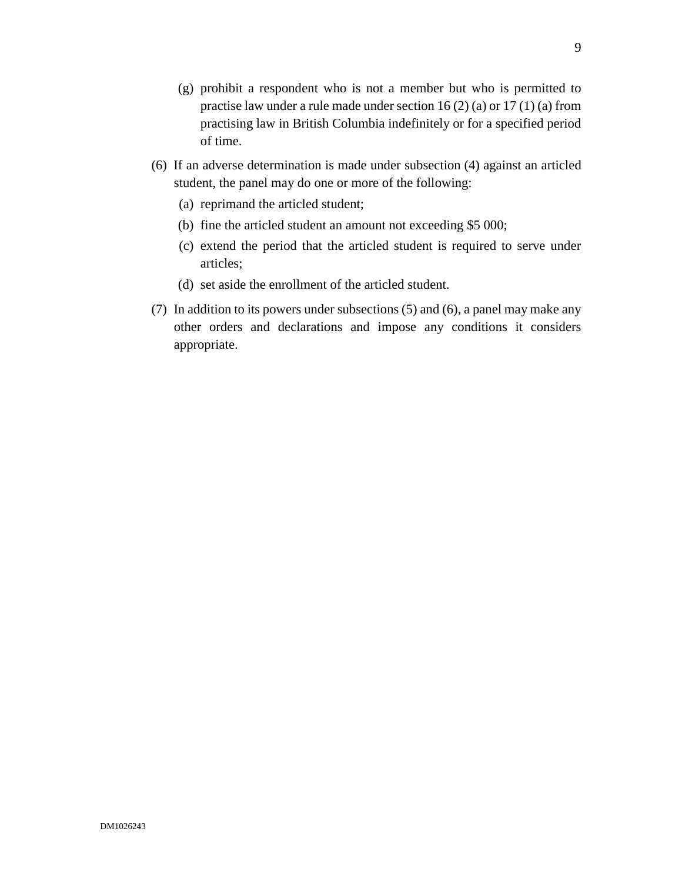(g) prohibit a respondent who is not a member but who is permitted to practise law under a rule made under section 16 (2) (a) or 17 (1) (a) from practising law in British Columbia indefinitely or for a specified period of time.

(6) If an adverse determination is made under subsection (4) against an articled student, the panel may do one or more of the following:

(a) reprimand the articled student;

(b) fine the articled student an amount not exceeding $5 000;

(c) extend the period that the articled student is required to serve under articles;

(d) set aside the enrollment of the articled student.

(7) In addition to its powers under subsections (5) and (6), a panel may make any other orders and declarations and impose any conditions it considers appropriate.

DM1026243